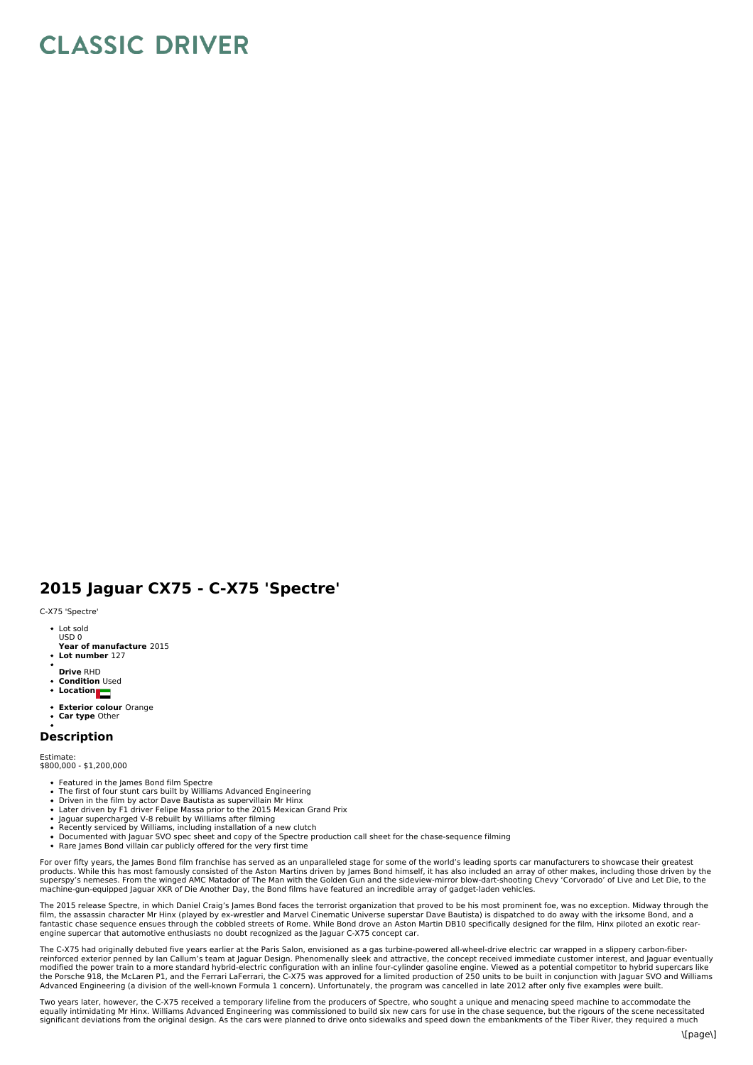# CLASSIC DRIVER

## 2015 Jaguar CX75 - C-X75 'Spectre'

C-X75 'Spectre'

- Lot sold
  USD 0
  **Year of manufacture** 2015
- **Lot number** 127
- 
  **Drive** RHD
- **Condition** Used
- **Location**
- **Exterior colour** Orange
- **Car type** Other
- 

### Description

Estimate:
$800,000 - $1,200,000

- Featured in the James Bond film Spectre
- The first of four stunt cars built by Williams Advanced Engineering
- Driven in the film by actor Dave Bautista as supervillain Mr Hinx
- Later driven by F1 driver Felipe Massa prior to the 2015 Mexican Grand Prix
- Jaguar supercharged V-8 rebuilt by Williams after filming
- Recently serviced by Williams, including installation of a new clutch
- Documented with Jaguar SVO spec sheet and copy of the Spectre production call sheet for the chase-sequence filming
- Rare James Bond villain car publicly offered for the very first time

For over fifty years, the James Bond film franchise has served as an unparalleled stage for some of the world's leading sports car manufacturers to showcase their greatest products. While this has most famously consisted of the Aston Martins driven by James Bond himself, it has also included an array of other makes, including those driven by the superspy's nemeses. From the winged AMC Matador of The Man with the Golden Gun and the sideview-mirror blow-dart-shooting Chevy 'Corvorado' of Live and Let Die, to the machine-gun-equipped Jaguar XKR of Die Another Day, the Bond films have featured an incredible array of gadget-laden vehicles.

The 2015 release Spectre, in which Daniel Craig's James Bond faces the terrorist organization that proved to be his most prominent foe, was no exception. Midway through the film, the assassin character Mr Hinx (played by ex-wrestler and Marvel Cinematic Universe superstar Dave Bautista) is dispatched to do away with the irksome Bond, and a fantastic chase sequence ensues through the cobbled streets of Rome. While Bond drove an Aston Martin DB10 specifically designed for the film, Hinx piloted an exotic rear-engine supercar that automotive enthusiasts no doubt recognized as the Jaguar C-X75 concept car.

The C-X75 had originally debuted five years earlier at the Paris Salon, envisioned as a gas turbine-powered all-wheel-drive electric car wrapped in a slippery carbon-fiber-reinforced exterior penned by Ian Callum's team at Jaguar Design. Phenomenally sleek and attractive, the concept received immediate customer interest, and Jaguar eventually modified the power train to a more standard hybrid-electric configuration with an inline four-cylinder gasoline engine. Viewed as a potential competitor to hybrid supercars like the Porsche 918, the McLaren P1, and the Ferrari LaFerrari, the C-X75 was approved for a limited production of 250 units to be built in conjunction with Jaguar SVO and Williams Advanced Engineering (a division of the well-known Formula 1 concern). Unfortunately, the program was cancelled in late 2012 after only five examples were built.

Two years later, however, the C-X75 received a temporary lifeline from the producers of Spectre, who sought a unique and menacing speed machine to accommodate the equally intimidating Mr Hinx. Williams Advanced Engineering was commissioned to build six new cars for use in the chase sequence, but the rigours of the scene necessitated significant deviations from the original design. As the cars were planned to drive onto sidewalks and speed down the embankments of the Tiber River, they required a much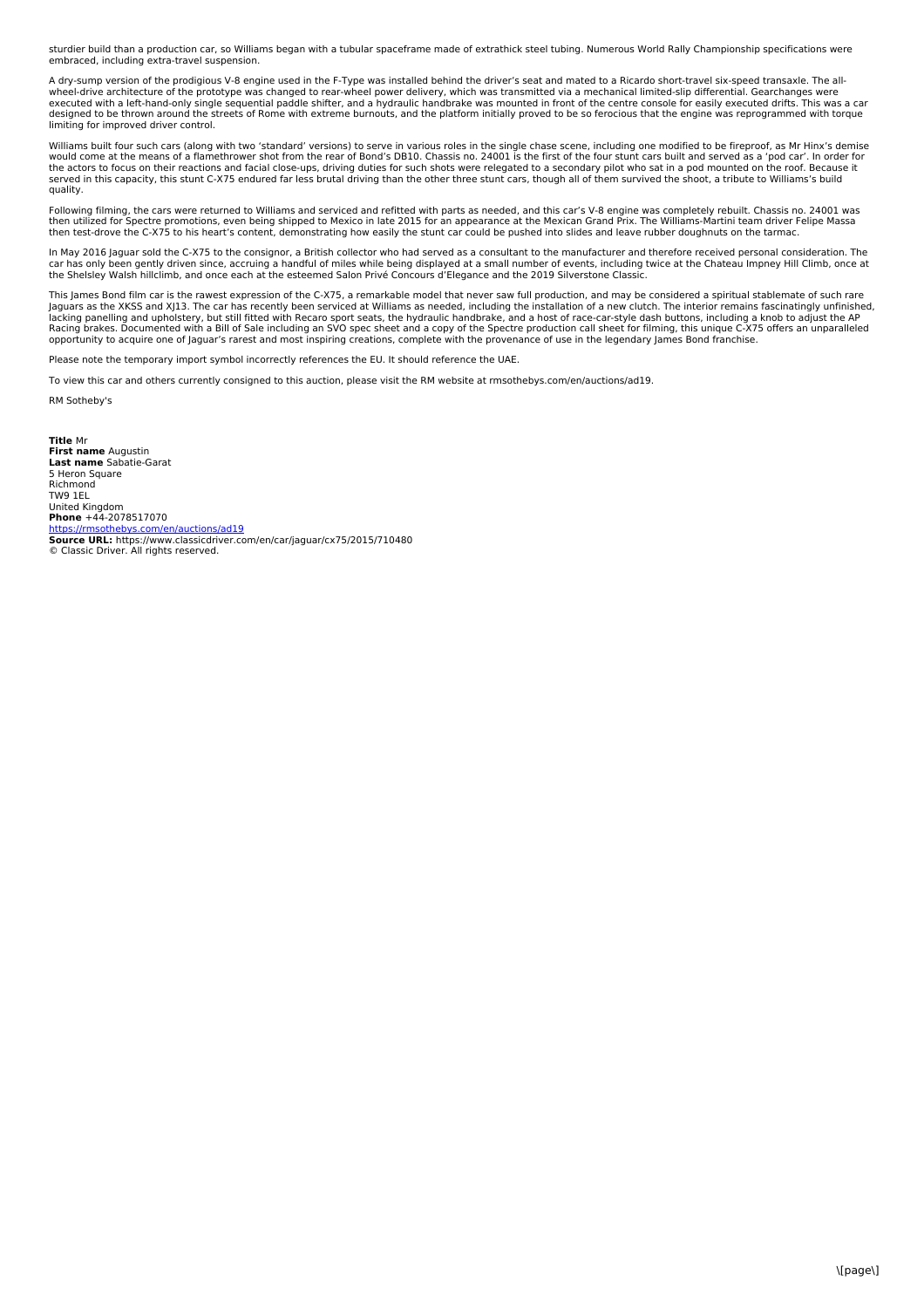sturdier build than a production car, so Williams began with a tubular spaceframe made of extrathick steel tubing. Numerous World Rally Championship specifications were embraced, including extra-travel suspension.

A dry-sump version of the prodigious V-8 engine used in the F-Type was installed behind the driver's seat and mated to a Ricardo short-travel six-speed transaxle. The all-wheel-drive architecture of the prototype was changed to rear-wheel power delivery, which was transmitted via a mechanical limited-slip differential. Gearchanges were executed with a left-hand-only single sequential paddle shifter, and a hydraulic handbrake was mounted in front of the centre console for easily executed drifts. This was a car designed to be thrown around the streets of Rome with extreme burnouts, and the platform initially proved to be so ferocious that the engine was reprogrammed with torque limiting for improved driver control.

Williams built four such cars (along with two 'standard' versions) to serve in various roles in the single chase scene, including one modified to be fireproof, as Mr Hinx's demise would come at the means of a flamethrower shot from the rear of Bond's DB10. Chassis no. 24001 is the first of the four stunt cars built and served as a 'pod car'. In order for the actors to focus on their reactions and facial close-ups, driving duties for such shots were relegated to a secondary pilot who sat in a pod mounted on the roof. Because it served in this capacity, this stunt C-X75 endured far less brutal driving than the other three stunt cars, though all of them survived the shoot, a tribute to Williams's build quality.

Following filming, the cars were returned to Williams and serviced and refitted with parts as needed, and this car's V-8 engine was completely rebuilt. Chassis no. 24001 was then utilized for Spectre promotions, even being shipped to Mexico in late 2015 for an appearance at the Mexican Grand Prix. The Williams-Martini team driver Felipe Massa then test-drove the C-X75 to his heart's content, demonstrating how easily the stunt car could be pushed into slides and leave rubber doughnuts on the tarmac.

In May 2016 Jaguar sold the C-X75 to the consignor, a British collector who had served as a consultant to the manufacturer and therefore received personal consideration. The car has only been gently driven since, accruing a handful of miles while being displayed at a small number of events, including twice at the Chateau Impney Hill Climb, once at the Shelsley Walsh hillclimb, and once each at the esteemed Salon Privé Concours d'Elegance and the 2019 Silverstone Classic.

This James Bond film car is the rawest expression of the C-X75, a remarkable model that never saw full production, and may be considered a spiritual stablemate of such rare Jaguars as the XKSS and XJ13. The car has recently been serviced at Williams as needed, including the installation of a new clutch. The interior remains fascinatingly unfinished, lacking panelling and upholstery, but still fitted with Recaro sport seats, the hydraulic handbrake, and a host of race-car-style dash buttons, including a knob to adjust the AP Racing brakes. Documented with a Bill of Sale including an SVO spec sheet and a copy of the Spectre production call sheet for filming, this unique C-X75 offers an unparalleled opportunity to acquire one of Jaguar's rarest and most inspiring creations, complete with the provenance of use in the legendary James Bond franchise.

Please note the temporary import symbol incorrectly references the EU. It should reference the UAE.

To view this car and others currently consigned to this auction, please visit the RM website at rmsothebys.com/en/auctions/ad19.

RM Sotheby's

**Title** Mr
**First name** Augustin
**Last name** Sabatie-Garat
5 Heron Square
Richmond
TW9 1EL
United Kingdom
**Phone** +44-2078517070
https://rmsothebys.com/en/auctions/ad19
**Source URL:** https://www.classicdriver.com/en/car/jaguar/cx75/2015/710480
© Classic Driver. All rights reserved.